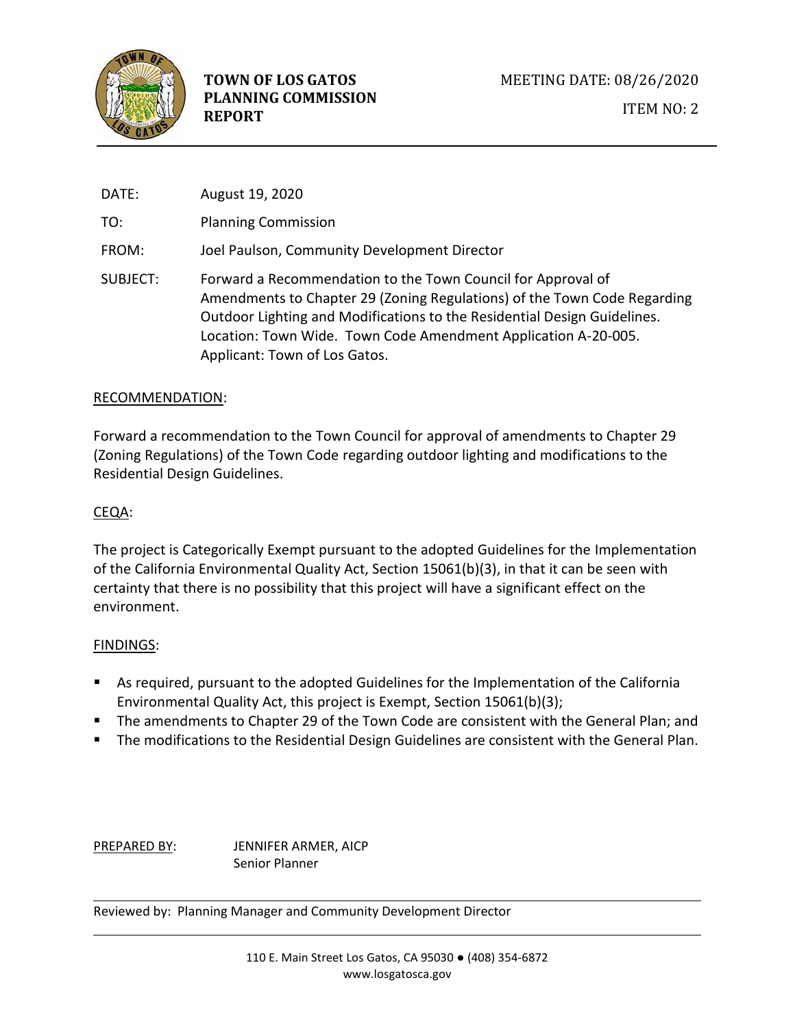# TOWN OF LOS GATOS PLANNING COMMISSION REPORT

MEETING DATE: 08/26/2020

ITEM NO: 2

DATE: August 19, 2020

TO: Planning Commission

FROM: Joel Paulson, Community Development Director

SUBJECT: Forward a Recommendation to the Town Council for Approval of Amendments to Chapter 29 (Zoning Regulations) of the Town Code Regarding Outdoor Lighting and Modifications to the Residential Design Guidelines. Location: Town Wide. Town Code Amendment Application A-20-005. Applicant: Town of Los Gatos.

## RECOMMENDATION:

Forward a recommendation to the Town Council for approval of amendments to Chapter 29 (Zoning Regulations) of the Town Code regarding outdoor lighting and modifications to the Residential Design Guidelines.

## CEQA:

The project is Categorically Exempt pursuant to the adopted Guidelines for the Implementation of the California Environmental Quality Act, Section 15061(b)(3), in that it can be seen with certainty that there is no possibility that this project will have a significant effect on the environment.

## FINDINGS:

- As required, pursuant to the adopted Guidelines for the Implementation of the California Environmental Quality Act, this project is Exempt, Section 15061(b)(3);
- The amendments to Chapter 29 of the Town Code are consistent with the General Plan; and
- The modifications to the Residential Design Guidelines are consistent with the General Plan.

PREPARED BY: JENNIFER ARMER, AICP
Senior Planner

Reviewed by: Planning Manager and Community Development Director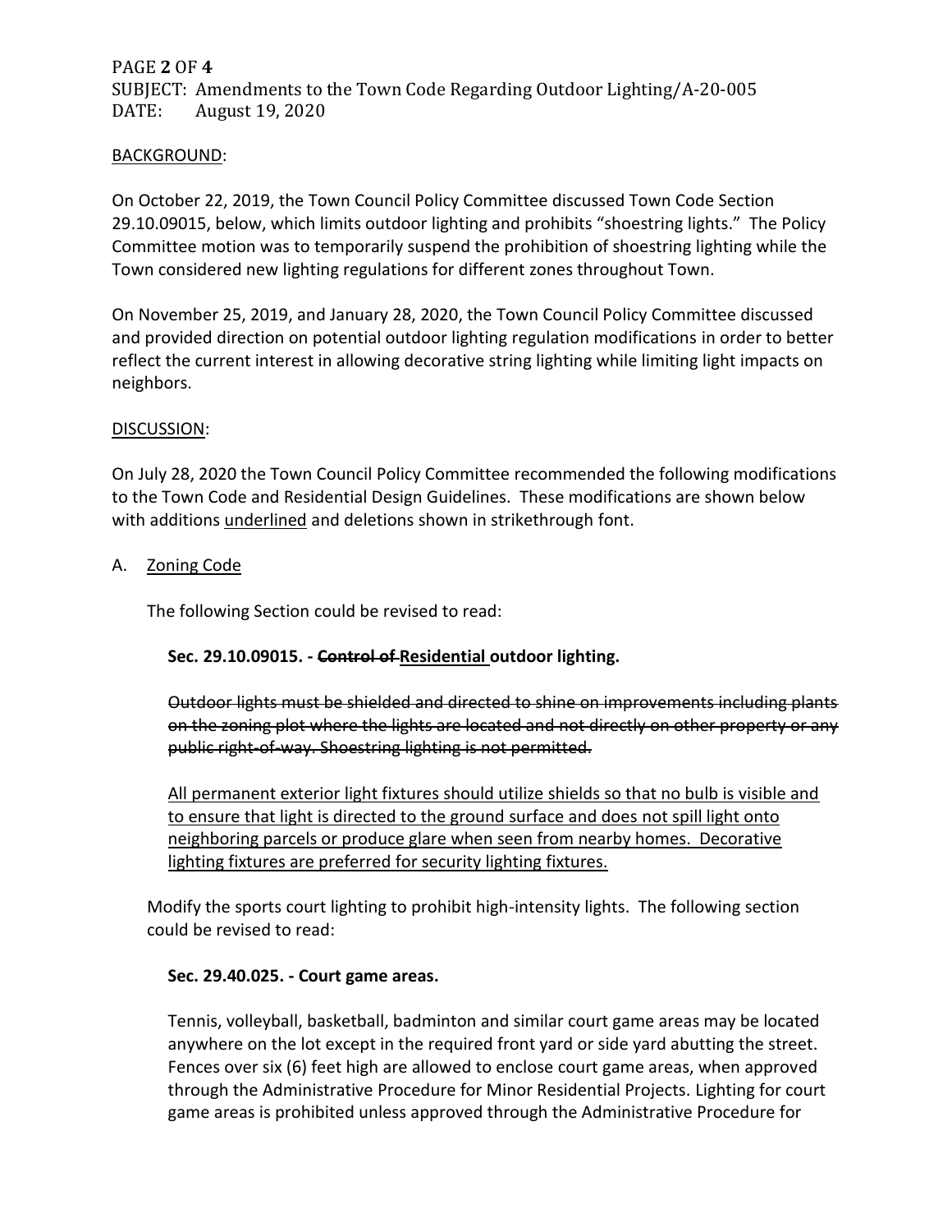## <u>BACKGROUND</u>:

On October 22, 2019, the Town Council Policy Committee discussed Town Code Section 29.10.09015, below, which limits outdoor lighting and prohibits "shoestring lights." The Policy Committee motion was to temporarily suspend the prohibition of shoestring lighting while the Town considered new lighting regulations for different zones throughout Town.

On November 25, 2019, and January 28, 2020, the Town Council Policy Committee discussed and provided direction on potential outdoor lighting regulation modifications in order to better reflect the current interest in allowing decorative string lighting while limiting light impacts on neighbors.

## <u>DISCUSSION</u>:

On July 28, 2020 the Town Council Policy Committee recommended the following modifications to the Town Code and Residential Design Guidelines. These modifications are shown below with additions <u>underlined</u> and deletions shown in strikethrough font.

A. <u>Zoning Code</u>

The following Section could be revised to read:

**Sec. 29.10.09015. - ~~Control of~~ <u>Residential</u> outdoor lighting.**

~~Outdoor lights must be shielded and directed to shine on improvements including plants on the zoning plot where the lights are located and not directly on other property or any public right-of-way. Shoestring lighting is not permitted.~~

<u>All permanent exterior light fixtures should utilize shields so that no bulb is visible and to ensure that light is directed to the ground surface and does not spill light onto neighboring parcels or produce glare when seen from nearby homes. Decorative lighting fixtures are preferred for security lighting fixtures.</u>

Modify the sports court lighting to prohibit high-intensity lights. The following section could be revised to read:

**Sec. 29.40.025. - Court game areas.**

Tennis, volleyball, basketball, badminton and similar court game areas may be located anywhere on the lot except in the required front yard or side yard abutting the street. Fences over six (6) feet high are allowed to enclose court game areas, when approved through the Administrative Procedure for Minor Residential Projects. Lighting for court game areas is prohibited unless approved through the Administrative Procedure for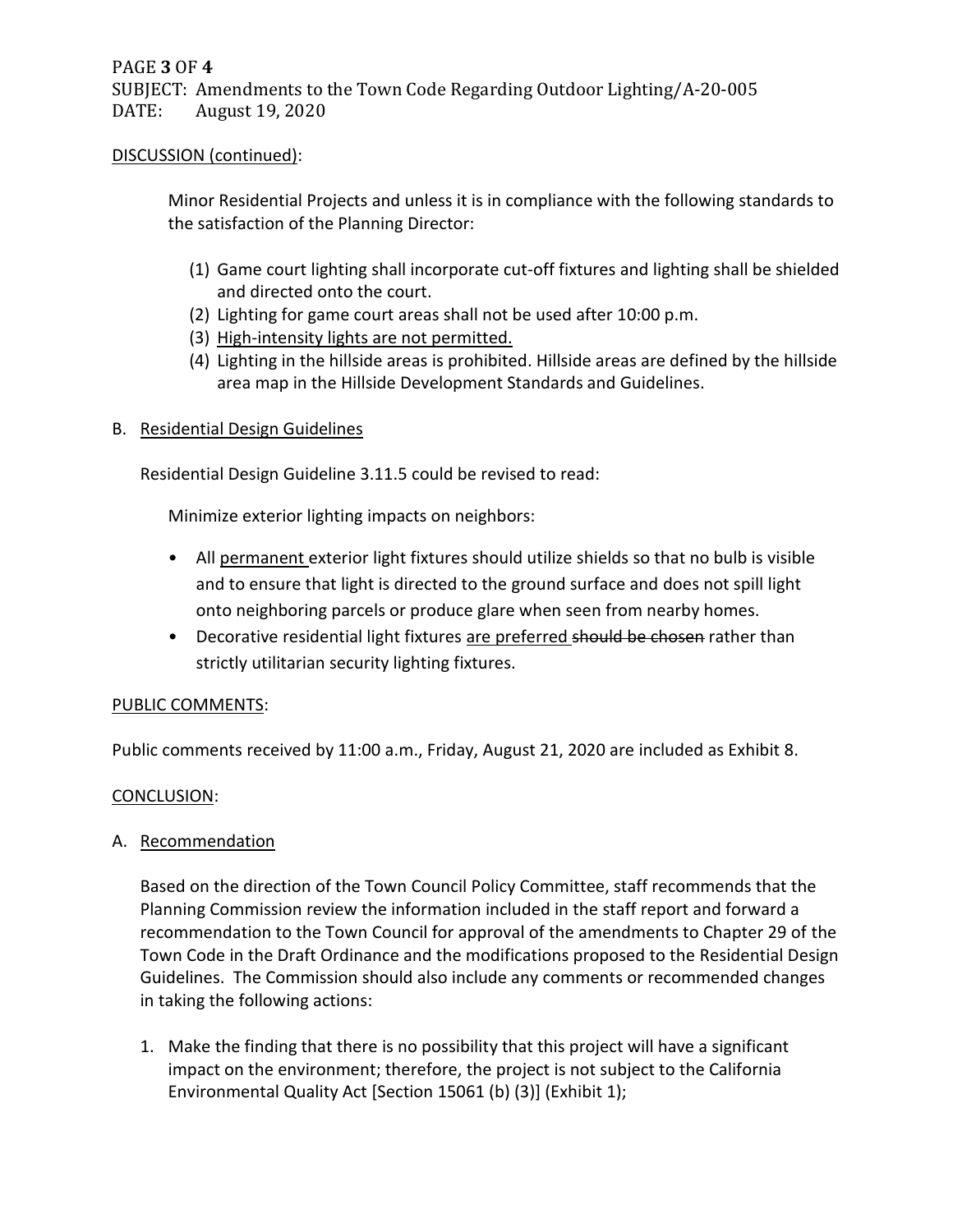DISCUSSION (continued):

Minor Residential Projects and unless it is in compliance with the following standards to the satisfaction of the Planning Director:

(1) Game court lighting shall incorporate cut-off fixtures and lighting shall be shielded and directed onto the court.
(2) Lighting for game court areas shall not be used after 10:00 p.m.
(3) <u>High-intensity lights are not permitted.</u>
(4) Lighting in the hillside areas is prohibited. Hillside areas are defined by the hillside area map in the Hillside Development Standards and Guidelines.

B. <u>Residential Design Guidelines</u>

Residential Design Guideline 3.11.5 could be revised to read:

Minimize exterior lighting impacts on neighbors:

- All <u>permanent</u> exterior light fixtures should utilize shields so that no bulb is visible and to ensure that light is directed to the ground surface and does not spill light onto neighboring parcels or produce glare when seen from nearby homes.
- Decorative residential light fixtures <u>are preferred</u> ~~should be chosen~~ rather than strictly utilitarian security lighting fixtures.

PUBLIC COMMENTS:

Public comments received by 11:00 a.m., Friday, August 21, 2020 are included as Exhibit 8.

CONCLUSION:

A. <u>Recommendation</u>

Based on the direction of the Town Council Policy Committee, staff recommends that the Planning Commission review the information included in the staff report and forward a recommendation to the Town Council for approval of the amendments to Chapter 29 of the Town Code in the Draft Ordinance and the modifications proposed to the Residential Design Guidelines. The Commission should also include any comments or recommended changes in taking the following actions:

1. Make the finding that there is no possibility that this project will have a significant impact on the environment; therefore, the project is not subject to the California Environmental Quality Act [Section 15061 (b) (3)] (Exhibit 1);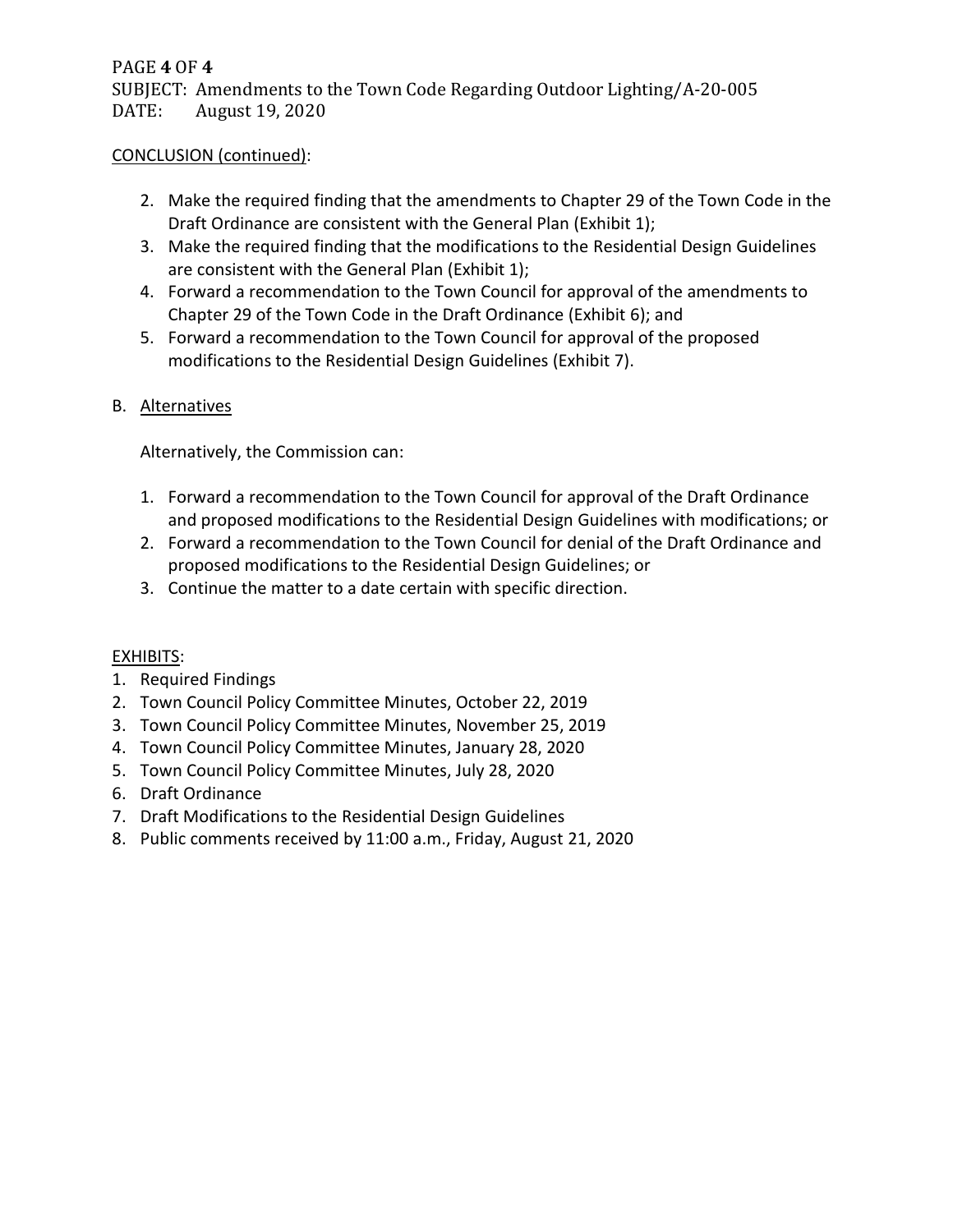CONCLUSION (continued):

2. Make the required finding that the amendments to Chapter 29 of the Town Code in the Draft Ordinance are consistent with the General Plan (Exhibit 1);
3. Make the required finding that the modifications to the Residential Design Guidelines are consistent with the General Plan (Exhibit 1);
4. Forward a recommendation to the Town Council for approval of the amendments to Chapter 29 of the Town Code in the Draft Ordinance (Exhibit 6); and
5. Forward a recommendation to the Town Council for approval of the proposed modifications to the Residential Design Guidelines (Exhibit 7).

B. Alternatives

Alternatively, the Commission can:

1. Forward a recommendation to the Town Council for approval of the Draft Ordinance and proposed modifications to the Residential Design Guidelines with modifications; or
2. Forward a recommendation to the Town Council for denial of the Draft Ordinance and proposed modifications to the Residential Design Guidelines; or
3. Continue the matter to a date certain with specific direction.

EXHIBITS:

1. Required Findings
2. Town Council Policy Committee Minutes, October 22, 2019
3. Town Council Policy Committee Minutes, November 25, 2019
4. Town Council Policy Committee Minutes, January 28, 2020
5. Town Council Policy Committee Minutes, July 28, 2020
6. Draft Ordinance
7. Draft Modifications to the Residential Design Guidelines
8. Public comments received by 11:00 a.m., Friday, August 21, 2020